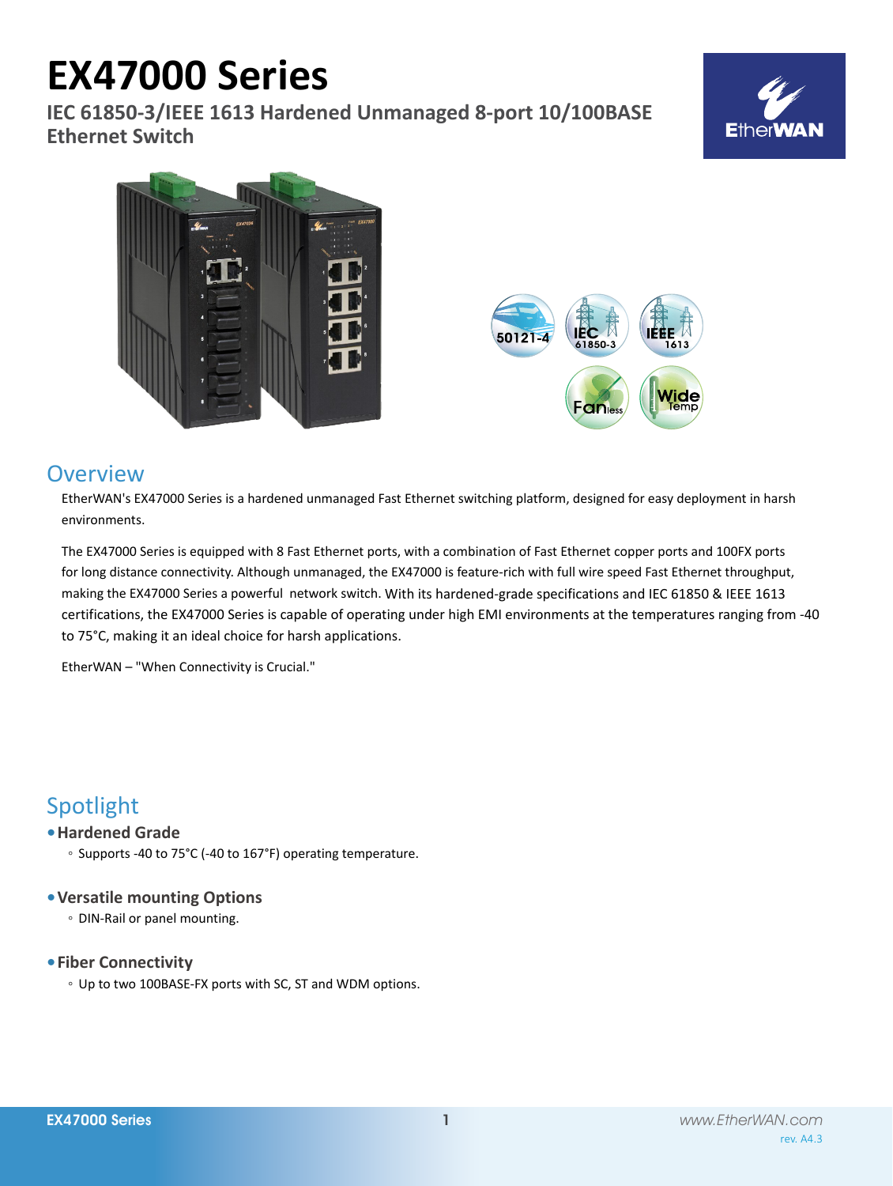# EX47000 Series

**IEC 61850-3/IEEE 1613 Hardened Unmanaged 8-port 10/100BASE Ethernet Switch**

## Overview

EtherWAN's EX47000 Series is a hardened unmanaged Fast Ethernet switching platform, designed for easy deployment in harsh environments.

The EX47000 Series is equipped with 8 Fast Ethernet ports, with a combination of Fast Ethernet copper ports and 100FX ports for long distance connectivity. Although unmanaged, the EX47000 is feature-rich with full wire speed Fast Ethernet throughput, making the EX47000 Series a powerful network switch. With its hardened-grade specifications and IEC 61850 & IEEE 1613 certifications, the EX47000 Series is capable of operating under high EMI environments at the temperatures ranging from -40 to 75°C, making it an ideal choice for harsh applications.

EtherWAN – "When Connectivity is Crucial."

## Spotlight

- **Hardened Grade**
  - Supports -40 to 75°C (-40 to 167°F) operating temperature.
- **Versatile mounting Options**
  - DIN-Rail or panel mounting.
- **Fiber Connectivity**
  - Up to two 100BASE-FX ports with SC, ST and WDM options.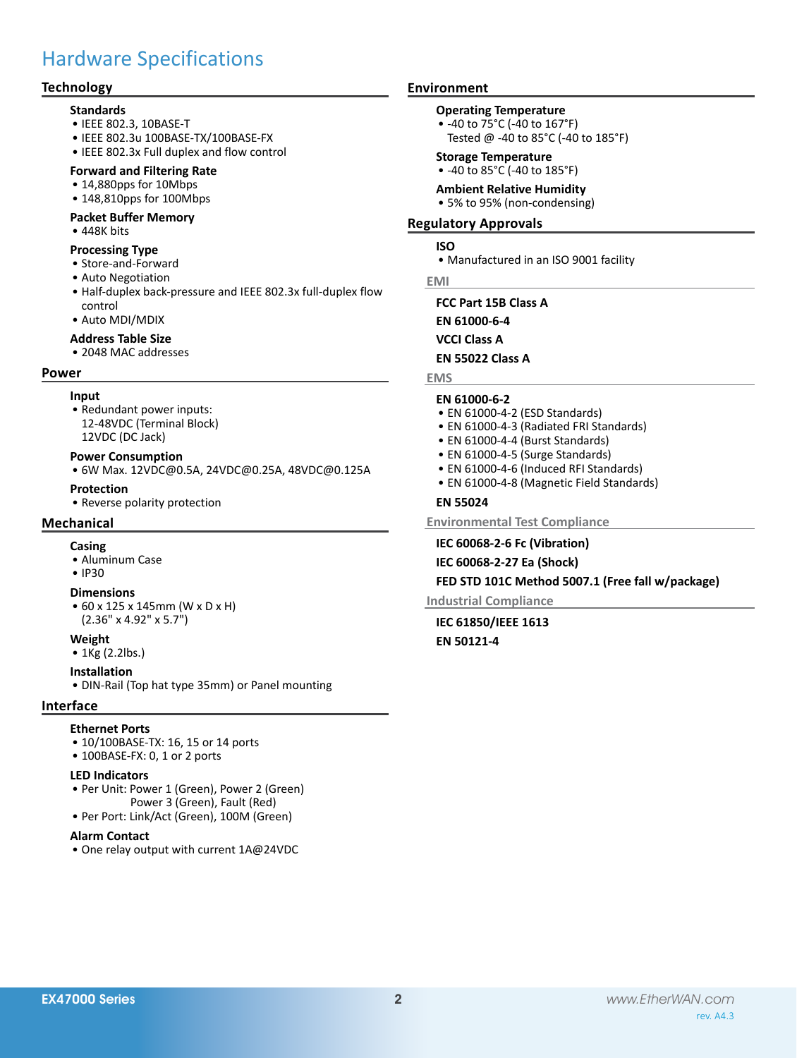# Hardware Specifications

## Technology

### Standards
- IEEE 802.3, 10BASE-T
- IEEE 802.3u 100BASE-TX/100BASE-FX
- IEEE 802.3x Full duplex and flow control

### Forward and Filtering Rate
- 14,880pps for 10Mbps
- 148,810pps for 100Mbps

### Packet Buffer Memory
- 448K bits

### Processing Type
- Store-and-Forward
- Auto Negotiation
- Half-duplex back-pressure and IEEE 802.3x full-duplex flow control
- Auto MDI/MDIX

### Address Table Size
- 2048 MAC addresses

## Power

### Input
- Redundant power inputs:
  12-48VDC (Terminal Block)
  12VDC (DC Jack)

### Power Consumption
- 6W Max. 12VDC@0.5A, 24VDC@0.25A, 48VDC@0.125A

### Protection
- Reverse polarity protection

## Mechanical

### Casing
- Aluminum Case
- IP30

### Dimensions
- 60 x 125 x 145mm (W x D x H)
  (2.36" x 4.92" x 5.7")

### Weight
- 1Kg (2.2lbs.)

### Installation
- DIN-Rail (Top hat type 35mm) or Panel mounting

## Interface

### Ethernet Ports
- 10/100BASE-TX: 16, 15 or 14 ports
- 100BASE-FX: 0, 1 or 2 ports

### LED Indicators
- Per Unit: Power 1 (Green), Power 2 (Green)
  Power 3 (Green), Fault (Red)
- Per Port: Link/Act (Green), 100M (Green)

### Alarm Contact
- One relay output with current 1A@24VDC

## Environment

### Operating Temperature
- -40 to 75°C (-40 to 167°F)
  Tested @ -40 to 85°C (-40 to 185°F)

### Storage Temperature
- -40 to 85°C (-40 to 185°F)

### Ambient Relative Humidity
- 5% to 95% (non-condensing)

## Regulatory Approvals

### ISO
- Manufactured in an ISO 9001 facility

### EMI

**FCC Part 15B Class A**

**EN 61000-6-4**

**VCCI Class A**

**EN 55022 Class A**

### EMS

**EN 61000-6-2**
- EN 61000-4-2 (ESD Standards)
- EN 61000-4-3 (Radiated FRI Standards)
- EN 61000-4-4 (Burst Standards)
- EN 61000-4-5 (Surge Standards)
- EN 61000-4-6 (Induced RFI Standards)
- EN 61000-4-8 (Magnetic Field Standards)

**EN 55024**

### Environmental Test Compliance

**IEC 60068-2-6 Fc (Vibration)**

**IEC 60068-2-27 Ea (Shock)**

**FED STD 101C Method 5007.1 (Free fall w/package)**

### Industrial Compliance

**IEC 61850/IEEE 1613**

**EN 50121-4**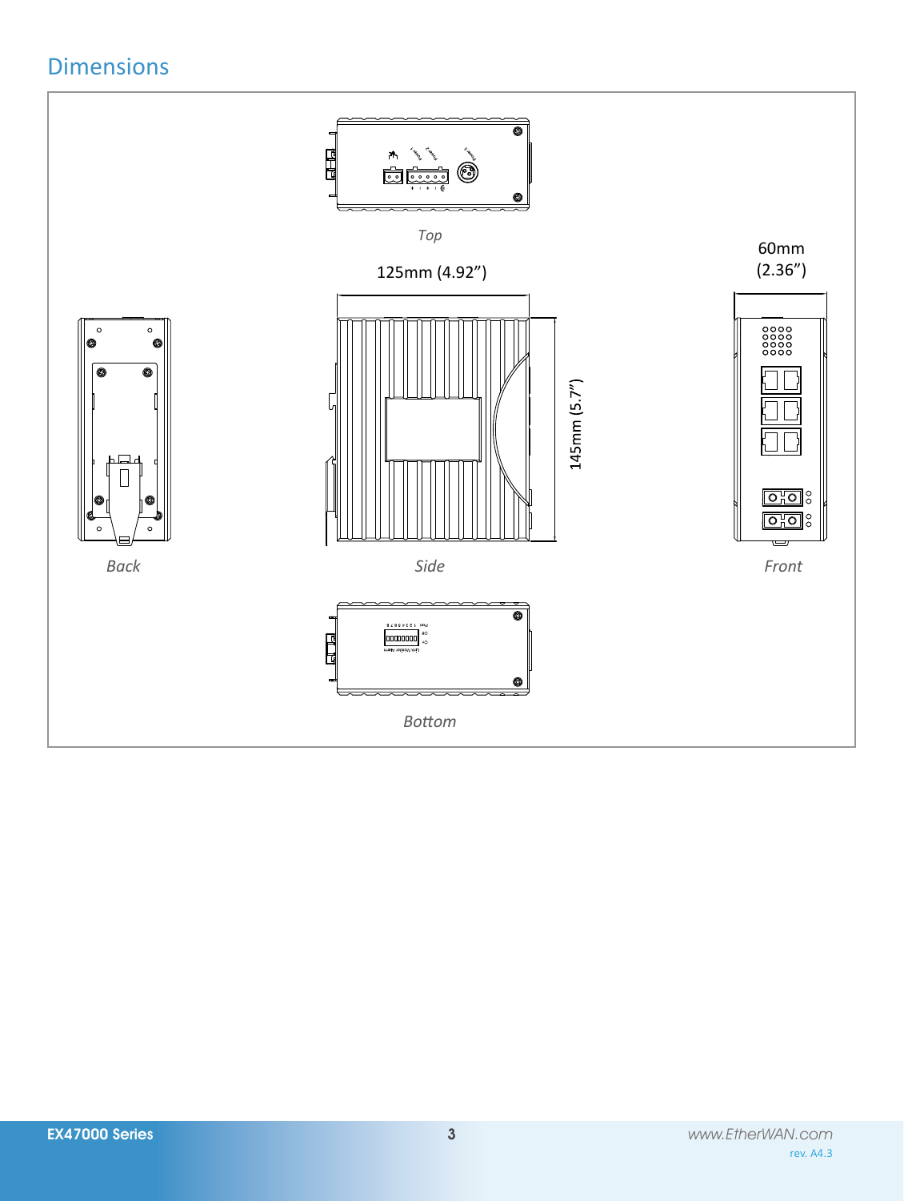## Dimensions

Top

125mm (4.92”)

60mm (2.36”)

145mm (5.7”)

Back

Side

Front

Bottom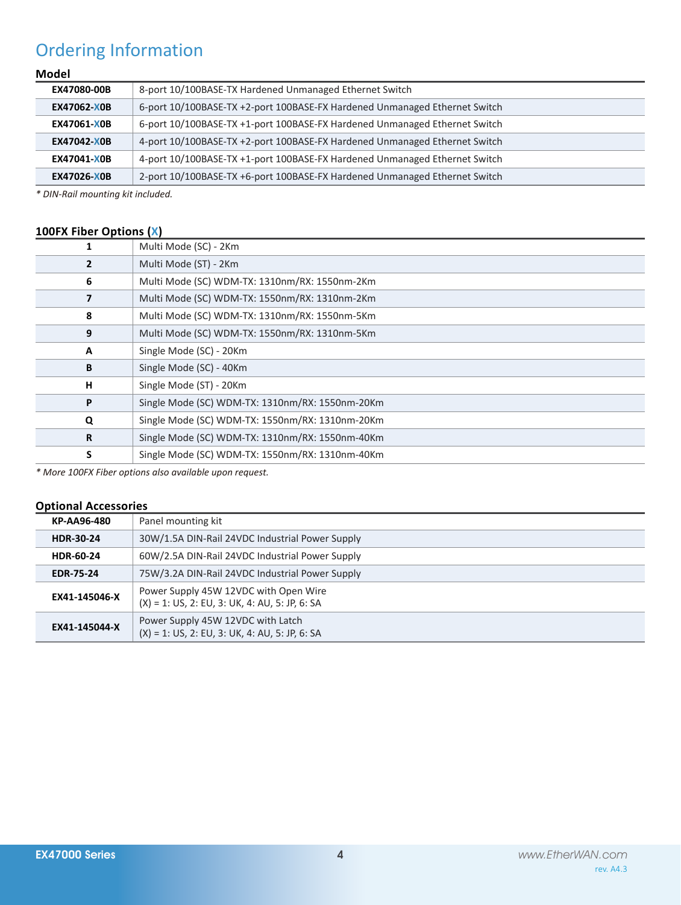# Ordering Information

### Model

| | |
|---|---|
| **EX47080-00B** | 8-port 10/100BASE-TX Hardened Unmanaged Ethernet Switch |
| **EX47062-X0B** | 6-port 10/100BASE-TX +2-port 100BASE-FX Hardened Unmanaged Ethernet Switch |
| **EX47061-X0B** | 6-port 10/100BASE-TX +1-port 100BASE-FX Hardened Unmanaged Ethernet Switch |
| **EX47042-X0B** | 4-port 10/100BASE-TX +2-port 100BASE-FX Hardened Unmanaged Ethernet Switch |
| **EX47041-X0B** | 4-port 10/100BASE-TX +1-port 100BASE-FX Hardened Unmanaged Ethernet Switch |
| **EX47026-X0B** | 2-port 10/100BASE-TX +6-port 100BASE-FX Hardened Unmanaged Ethernet Switch |

*\* DIN-Rail mounting kit included.*

### 100FX Fiber Options (X)

| | |
|---|---|
| **1** | Multi Mode (SC) - 2Km |
| **2** | Multi Mode (ST) - 2Km |
| **6** | Multi Mode (SC) WDM-TX: 1310nm/RX: 1550nm-2Km |
| **7** | Multi Mode (SC) WDM-TX: 1550nm/RX: 1310nm-2Km |
| **8** | Multi Mode (SC) WDM-TX: 1310nm/RX: 1550nm-5Km |
| **9** | Multi Mode (SC) WDM-TX: 1550nm/RX: 1310nm-5Km |
| **A** | Single Mode (SC) - 20Km |
| **B** | Single Mode (SC) - 40Km |
| **H** | Single Mode (ST) - 20Km |
| **P** | Single Mode (SC) WDM-TX: 1310nm/RX: 1550nm-20Km |
| **Q** | Single Mode (SC) WDM-TX: 1550nm/RX: 1310nm-20Km |
| **R** | Single Mode (SC) WDM-TX: 1310nm/RX: 1550nm-40Km |
| **S** | Single Mode (SC) WDM-TX: 1550nm/RX: 1310nm-40Km |

*\* More 100FX Fiber options also available upon request.*

### Optional Accessories

| | |
|---|---|
| **KP-AA96-480** | Panel mounting kit |
| **HDR-30-24** | 30W/1.5A DIN-Rail 24VDC Industrial Power Supply |
| **HDR-60-24** | 60W/2.5A DIN-Rail 24VDC Industrial Power Supply |
| **EDR-75-24** | 75W/3.2A DIN-Rail 24VDC Industrial Power Supply |
| **EX41-145046-X** | Power Supply 45W 12VDC with Open Wire<br>(X) = 1: US, 2: EU, 3: UK, 4: AU, 5: JP, 6: SA |
| **EX41-145044-X** | Power Supply 45W 12VDC with Latch<br>(X) = 1: US, 2: EU, 3: UK, 4: AU, 5: JP, 6: SA |